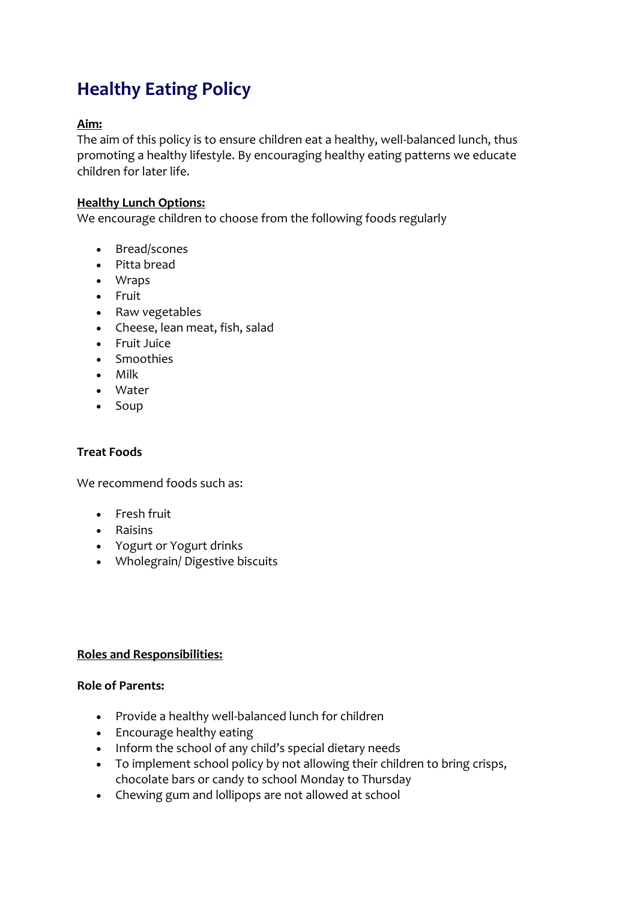# Healthy Eating Policy

**Aim:**

The aim of this policy is to ensure children eat a healthy, well-balanced lunch, thus promoting a healthy lifestyle. By encouraging healthy eating patterns we educate children for later life.

**Healthy Lunch Options:**

We encourage children to choose from the following foods regularly

- Bread/scones
- Pitta bread
- Wraps
- Fruit
- Raw vegetables
- Cheese, lean meat, fish, salad
- Fruit Juice
- Smoothies
- Milk
- Water
- Soup

**Treat Foods**

We recommend foods such as:

- Fresh fruit
- Raisins
- Yogurt or Yogurt drinks
- Wholegrain/ Digestive biscuits

**Roles and Responsibilities:**

**Role of Parents:**

- Provide a healthy well-balanced lunch for children
- Encourage healthy eating
- Inform the school of any child's special dietary needs
- To implement school policy by not allowing their children to bring crisps, chocolate bars or candy to school Monday to Thursday
- Chewing gum and lollipops are not allowed at school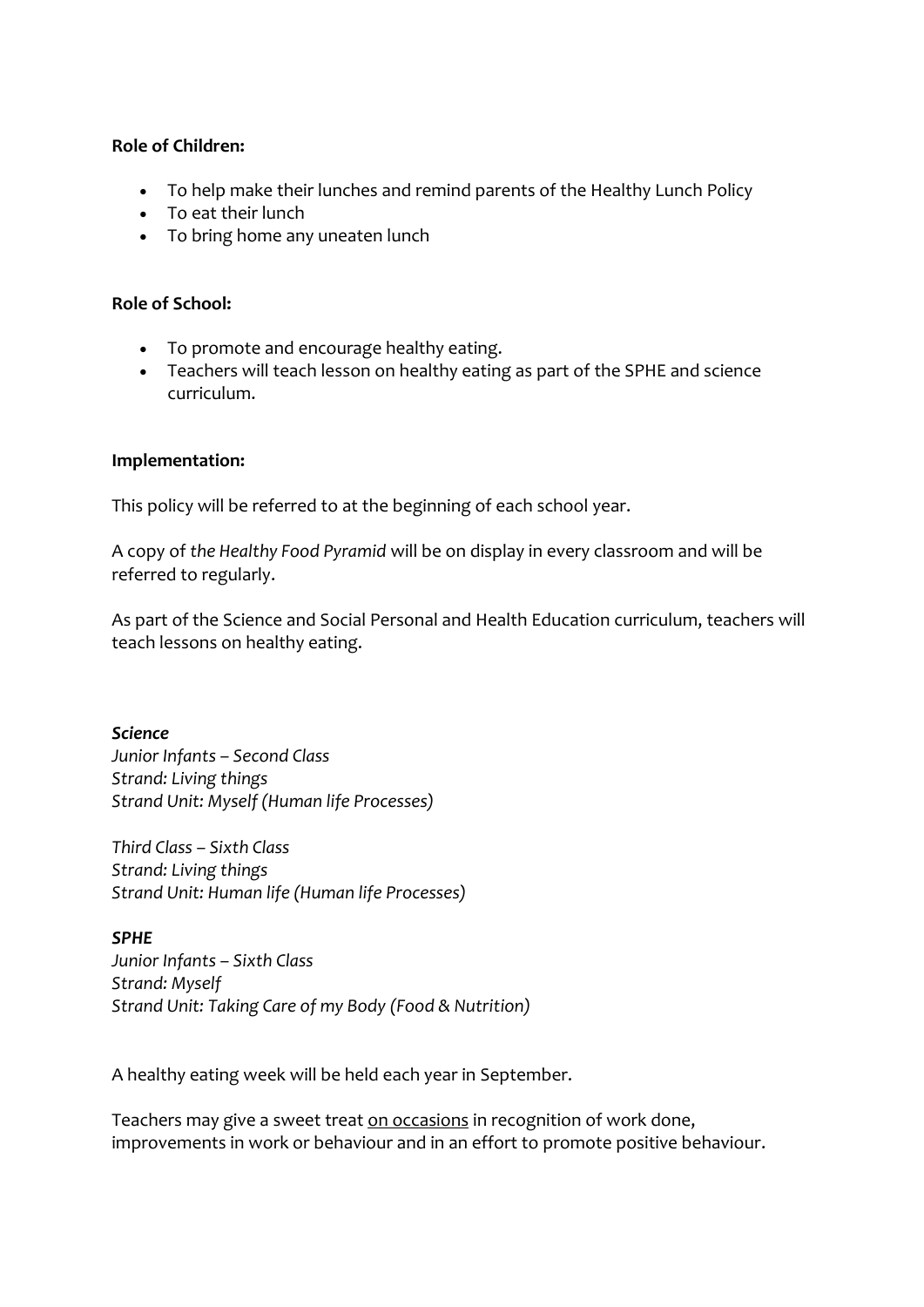**Role of Children:**

- To help make their lunches and remind parents of the Healthy Lunch Policy
- To eat their lunch
- To bring home any uneaten lunch

**Role of School:**

- To promote and encourage healthy eating.
- Teachers will teach lesson on healthy eating as part of the SPHE and science curriculum.

**Implementation:**

This policy will be referred to at the beginning of each school year.

A copy of *the Healthy Food Pyramid* will be on display in every classroom and will be referred to regularly.

As part of the Science and Social Personal and Health Education curriculum, teachers will teach lessons on healthy eating.

***Science***
*Junior Infants – Second Class*
*Strand: Living things*
*Strand Unit: Myself (Human life Processes)*

*Third Class – Sixth Class*
*Strand: Living things*
*Strand Unit: Human life (Human life Processes)*

***SPHE***
*Junior Infants – Sixth Class*
*Strand: Myself*
*Strand Unit: Taking Care of my Body (Food & Nutrition)*

A healthy eating week will be held each year in September.

Teachers may give a sweet treat <u>on occasions</u> in recognition of work done, improvements in work or behaviour and in an effort to promote positive behaviour.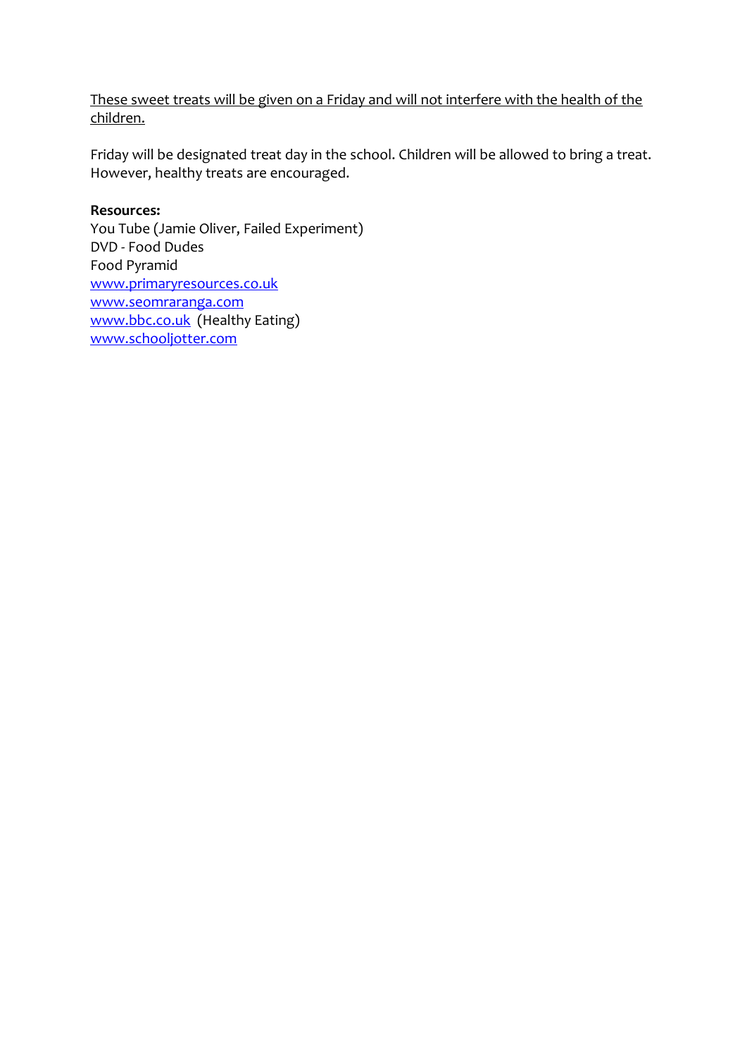<u>These sweet treats will be given on a Friday and will not interfere with the health of the children.</u>

Friday will be designated treat day in the school. Children will be allowed to bring a treat. However, healthy treats are encouraged.

**Resources:**
You Tube (Jamie Oliver, Failed Experiment)
DVD - Food Dudes
Food Pyramid
www.primaryresources.co.uk
www.seomraranga.com
www.bbc.co.uk (Healthy Eating)
www.schooljotter.com